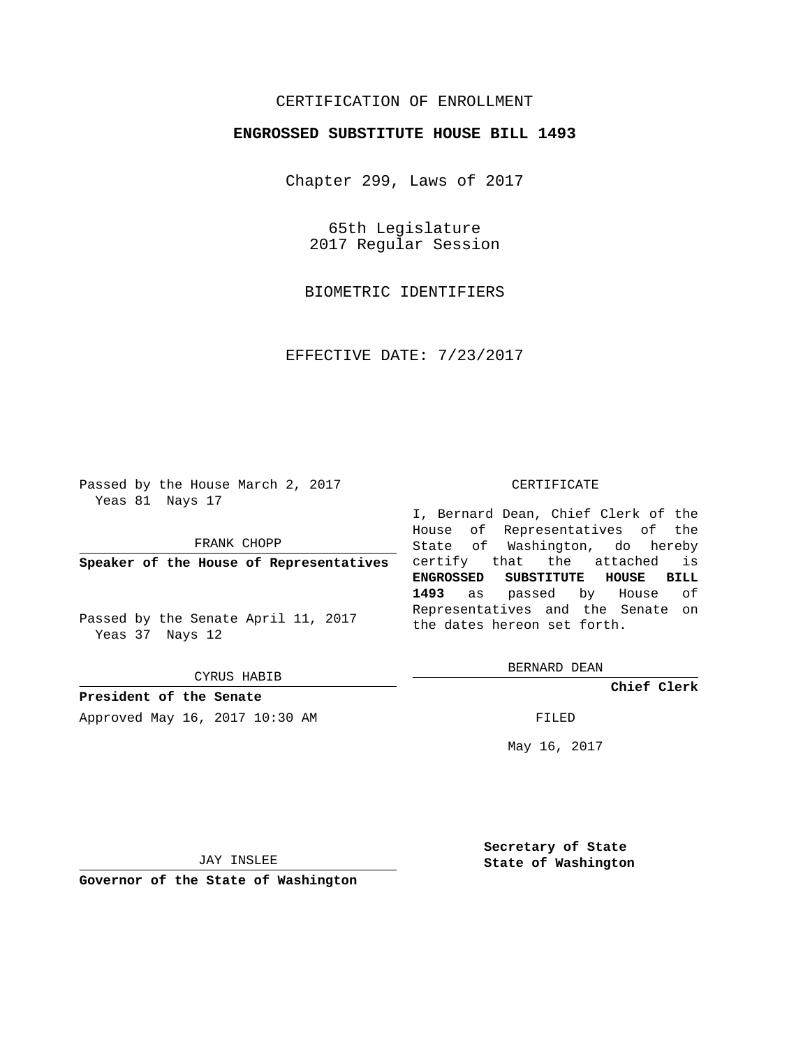CERTIFICATION OF ENROLLMENT

**ENGROSSED SUBSTITUTE HOUSE BILL 1493**

Chapter 299, Laws of 2017

65th Legislature
2017 Regular Session

BIOMETRIC IDENTIFIERS

EFFECTIVE DATE: 7/23/2017

Passed by the House March 2, 2017
Yeas 81 Nays 17

FRANK CHOPP

**Speaker of the House of Representatives**

Passed by the Senate April 11, 2017
Yeas 37 Nays 12

CYRUS HABIB

**President of the Senate**

Approved May 16, 2017 10:30 AM

JAY INSLEE

**Governor of the State of Washington**

CERTIFICATE

I, Bernard Dean, Chief Clerk of the House of Representatives of the State of Washington, do hereby certify that the attached is **ENGROSSED SUBSTITUTE HOUSE BILL 1493** as passed by House of Representatives and the Senate on the dates hereon set forth.

BERNARD DEAN

**Chief Clerk**

FILED

May 16, 2017

**Secretary of State**
**State of Washington**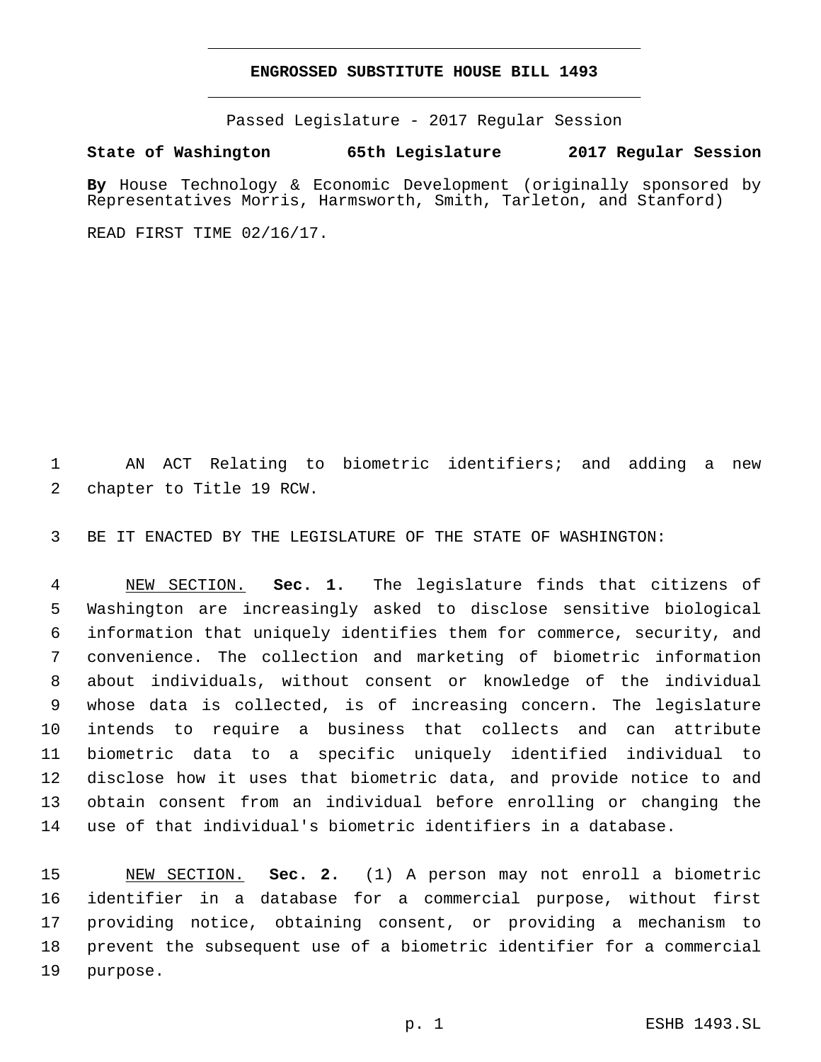# ENGROSSED SUBSTITUTE HOUSE BILL 1493

Passed Legislature - 2017 Regular Session

**State of Washington 65th Legislature 2017 Regular Session**

**By** House Technology & Economic Development (originally sponsored by Representatives Morris, Harmsworth, Smith, Tarleton, and Stanford)

READ FIRST TIME 02/16/17.

AN ACT Relating to biometric identifiers; and adding a new chapter to Title 19 RCW.

BE IT ENACTED BY THE LEGISLATURE OF THE STATE OF WASHINGTON:

NEW SECTION. **Sec. 1.** The legislature finds that citizens of Washington are increasingly asked to disclose sensitive biological information that uniquely identifies them for commerce, security, and convenience. The collection and marketing of biometric information about individuals, without consent or knowledge of the individual whose data is collected, is of increasing concern. The legislature intends to require a business that collects and can attribute biometric data to a specific uniquely identified individual to disclose how it uses that biometric data, and provide notice to and obtain consent from an individual before enrolling or changing the use of that individual's biometric identifiers in a database.

NEW SECTION. **Sec. 2.** (1) A person may not enroll a biometric identifier in a database for a commercial purpose, without first providing notice, obtaining consent, or providing a mechanism to prevent the subsequent use of a biometric identifier for a commercial purpose.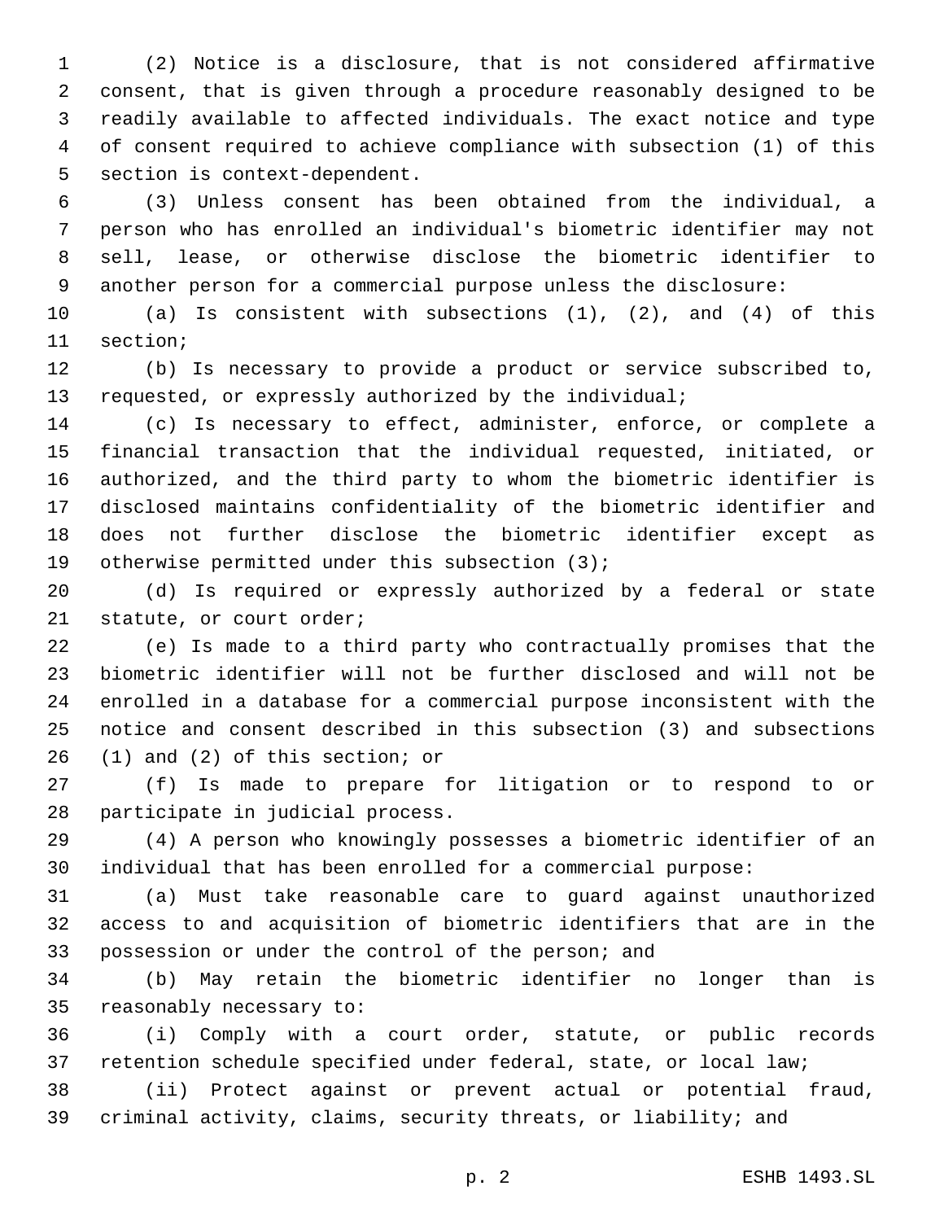(2) Notice is a disclosure, that is not considered affirmative consent, that is given through a procedure reasonably designed to be readily available to affected individuals. The exact notice and type of consent required to achieve compliance with subsection (1) of this section is context-dependent.

(3) Unless consent has been obtained from the individual, a person who has enrolled an individual's biometric identifier may not sell, lease, or otherwise disclose the biometric identifier to another person for a commercial purpose unless the disclosure:

(a) Is consistent with subsections (1), (2), and (4) of this section;

(b) Is necessary to provide a product or service subscribed to, requested, or expressly authorized by the individual;

(c) Is necessary to effect, administer, enforce, or complete a financial transaction that the individual requested, initiated, or authorized, and the third party to whom the biometric identifier is disclosed maintains confidentiality of the biometric identifier and does not further disclose the biometric identifier except as otherwise permitted under this subsection (3);

(d) Is required or expressly authorized by a federal or state statute, or court order;

(e) Is made to a third party who contractually promises that the biometric identifier will not be further disclosed and will not be enrolled in a database for a commercial purpose inconsistent with the notice and consent described in this subsection (3) and subsections (1) and (2) of this section; or

(f) Is made to prepare for litigation or to respond to or participate in judicial process.

(4) A person who knowingly possesses a biometric identifier of an individual that has been enrolled for a commercial purpose:

(a) Must take reasonable care to guard against unauthorized access to and acquisition of biometric identifiers that are in the possession or under the control of the person; and

(b) May retain the biometric identifier no longer than is reasonably necessary to:

(i) Comply with a court order, statute, or public records retention schedule specified under federal, state, or local law;

(ii) Protect against or prevent actual or potential fraud, criminal activity, claims, security threats, or liability; and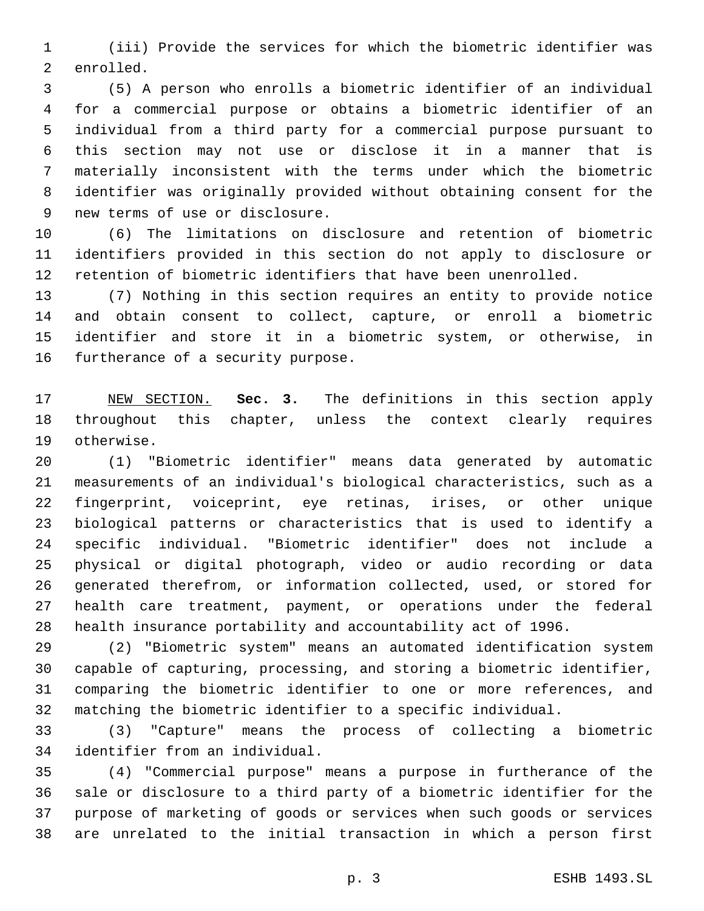(iii) Provide the services for which the biometric identifier was enrolled.

(5) A person who enrolls a biometric identifier of an individual for a commercial purpose or obtains a biometric identifier of an individual from a third party for a commercial purpose pursuant to this section may not use or disclose it in a manner that is materially inconsistent with the terms under which the biometric identifier was originally provided without obtaining consent for the new terms of use or disclosure.

(6) The limitations on disclosure and retention of biometric identifiers provided in this section do not apply to disclosure or retention of biometric identifiers that have been unenrolled.

(7) Nothing in this section requires an entity to provide notice and obtain consent to collect, capture, or enroll a biometric identifier and store it in a biometric system, or otherwise, in furtherance of a security purpose.

NEW SECTION. **Sec. 3.** The definitions in this section apply throughout this chapter, unless the context clearly requires otherwise.

(1) "Biometric identifier" means data generated by automatic measurements of an individual's biological characteristics, such as a fingerprint, voiceprint, eye retinas, irises, or other unique biological patterns or characteristics that is used to identify a specific individual. "Biometric identifier" does not include a physical or digital photograph, video or audio recording or data generated therefrom, or information collected, used, or stored for health care treatment, payment, or operations under the federal health insurance portability and accountability act of 1996.

(2) "Biometric system" means an automated identification system capable of capturing, processing, and storing a biometric identifier, comparing the biometric identifier to one or more references, and matching the biometric identifier to a specific individual.

(3) "Capture" means the process of collecting a biometric identifier from an individual.

(4) "Commercial purpose" means a purpose in furtherance of the sale or disclosure to a third party of a biometric identifier for the purpose of marketing of goods or services when such goods or services are unrelated to the initial transaction in which a person first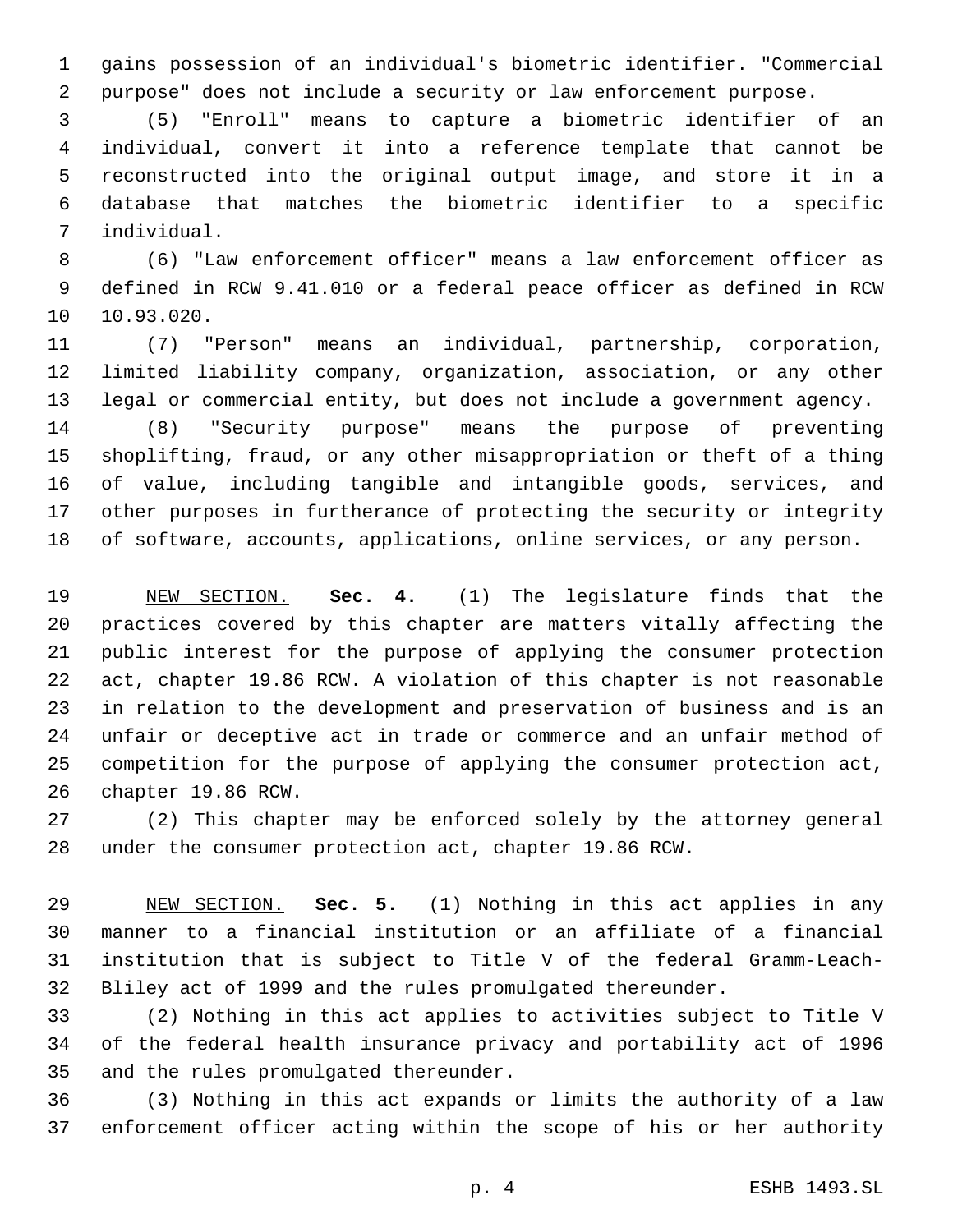gains possession of an individual's biometric identifier. "Commercial purpose" does not include a security or law enforcement purpose.

(5) "Enroll" means to capture a biometric identifier of an individual, convert it into a reference template that cannot be reconstructed into the original output image, and store it in a database that matches the biometric identifier to a specific individual.

(6) "Law enforcement officer" means a law enforcement officer as defined in RCW 9.41.010 or a federal peace officer as defined in RCW 10.93.020.

(7) "Person" means an individual, partnership, corporation, limited liability company, organization, association, or any other legal or commercial entity, but does not include a government agency.

(8) "Security purpose" means the purpose of preventing shoplifting, fraud, or any other misappropriation or theft of a thing of value, including tangible and intangible goods, services, and other purposes in furtherance of protecting the security or integrity of software, accounts, applications, online services, or any person.

NEW SECTION. **Sec. 4.** (1) The legislature finds that the practices covered by this chapter are matters vitally affecting the public interest for the purpose of applying the consumer protection act, chapter 19.86 RCW. A violation of this chapter is not reasonable in relation to the development and preservation of business and is an unfair or deceptive act in trade or commerce and an unfair method of competition for the purpose of applying the consumer protection act, chapter 19.86 RCW.

(2) This chapter may be enforced solely by the attorney general under the consumer protection act, chapter 19.86 RCW.

NEW SECTION. **Sec. 5.** (1) Nothing in this act applies in any manner to a financial institution or an affiliate of a financial institution that is subject to Title V of the federal Gramm-Leach-Bliley act of 1999 and the rules promulgated thereunder.

(2) Nothing in this act applies to activities subject to Title V of the federal health insurance privacy and portability act of 1996 and the rules promulgated thereunder.

(3) Nothing in this act expands or limits the authority of a law enforcement officer acting within the scope of his or her authority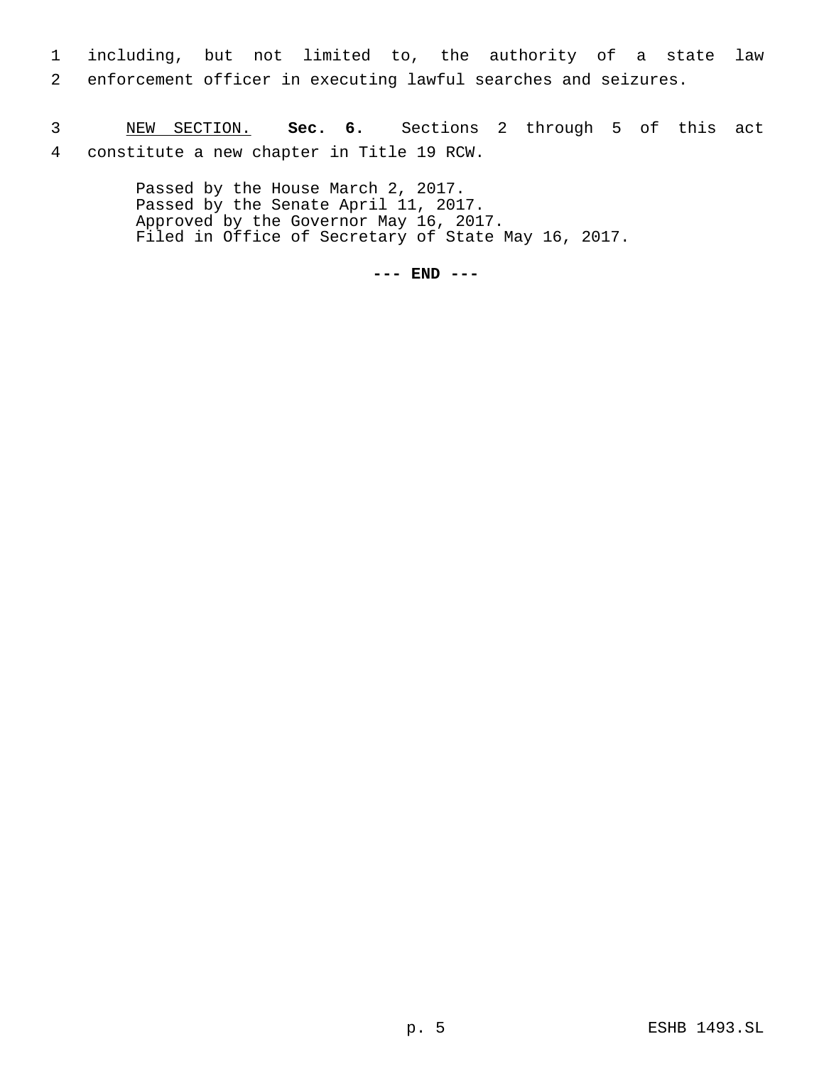including, but not limited to, the authority of a state law enforcement officer in executing lawful searches and seizures.

NEW SECTION. **Sec. 6.** Sections 2 through 5 of this act constitute a new chapter in Title 19 RCW.

Passed by the House March 2, 2017.
Passed by the Senate April 11, 2017.
Approved by the Governor May 16, 2017.
Filed in Office of Secretary of State May 16, 2017.

**--- END ---**